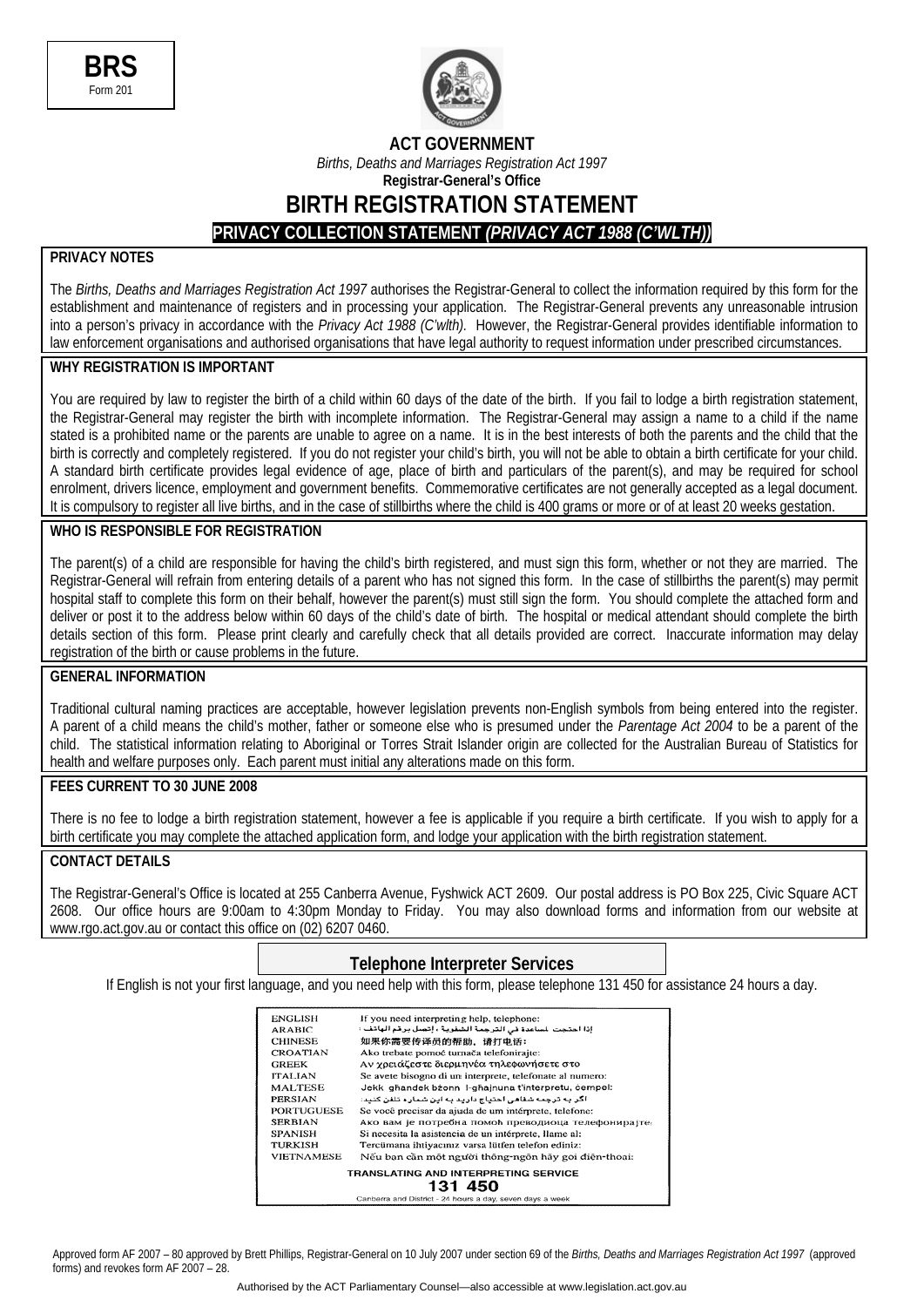**BRS**
Form 201

**ACT GOVERNMENT**

*Births, Deaths and Marriages Registration Act 1997*

**Registrar-General's Office**

# BIRTH REGISTRATION STATEMENT

## PRIVACY COLLECTION STATEMENT *(PRIVACY ACT 1988 (C'WLTH))*

### PRIVACY NOTES

The *Births, Deaths and Marriages Registration Act 1997* authorises the Registrar-General to collect the information required by this form for the establishment and maintenance of registers and in processing your application. The Registrar-General prevents any unreasonable intrusion into a person's privacy in accordance with the *Privacy Act 1988 (C'wlth).* However, the Registrar-General provides identifiable information to law enforcement organisations and authorised organisations that have legal authority to request information under prescribed circumstances.

### WHY REGISTRATION IS IMPORTANT

You are required by law to register the birth of a child within 60 days of the date of the birth. If you fail to lodge a birth registration statement, the Registrar-General may register the birth with incomplete information. The Registrar-General may assign a name to a child if the name stated is a prohibited name or the parents are unable to agree on a name. It is in the best interests of both the parents and the child that the birth is correctly and completely registered. If you do not register your child's birth, you will not be able to obtain a birth certificate for your child. A standard birth certificate provides legal evidence of age, place of birth and particulars of the parent(s), and may be required for school enrolment, drivers licence, employment and government benefits. Commemorative certificates are not generally accepted as a legal document. It is compulsory to register all live births, and in the case of stillbirths where the child is 400 grams or more or of at least 20 weeks gestation.

### WHO IS RESPONSIBLE FOR REGISTRATION

The parent(s) of a child are responsible for having the child's birth registered, and must sign this form, whether or not they are married. The Registrar-General will refrain from entering details of a parent who has not signed this form. In the case of stillbirths the parent(s) may permit hospital staff to complete this form on their behalf, however the parent(s) must still sign the form. You should complete the attached form and deliver or post it to the address below within 60 days of the child's date of birth. The hospital or medical attendant should complete the birth details section of this form. Please print clearly and carefully check that all details provided are correct. Inaccurate information may delay registration of the birth or cause problems in the future.

### GENERAL INFORMATION

Traditional cultural naming practices are acceptable, however legislation prevents non-English symbols from being entered into the register. A parent of a child means the child's mother, father or someone else who is presumed under the *Parentage Act 2004* to be a parent of the child. The statistical information relating to Aboriginal or Torres Strait Islander origin are collected for the Australian Bureau of Statistics for health and welfare purposes only. Each parent must initial any alterations made on this form.

### FEES CURRENT TO 30 JUNE 2008

There is no fee to lodge a birth registration statement, however a fee is applicable if you require a birth certificate. If you wish to apply for a birth certificate you may complete the attached application form, and lodge your application with the birth registration statement.

### CONTACT DETAILS

The Registrar-General's Office is located at 255 Canberra Avenue, Fyshwick ACT 2609. Our postal address is PO Box 225, Civic Square ACT 2608. Our office hours are 9:00am to 4:30pm Monday to Friday. You may also download forms and information from our website at www.rgo.act.gov.au or contact this office on (02) 6207 0460.

### Telephone Interpreter Services

If English is not your first language, and you need help with this form, please telephone 131 450 for assistance 24 hours a day.

| | |
|---|---|
| ENGLISH | If you need interpreting help, telephone: |
| ARABIC | إذا احتجت لمساعدة في الترجمة الشفوية ، إتصل برقم الهاتف : |
| CHINESE | 如果你需要传译员的帮助，请打电话： |
| CROATIAN | Ako trebate pomoć tumača telefonirajte: |
| GREEK | Αν χρειάζεστε διερμηνέα τηλεφωνήσετε στο |
| ITALIAN | Se avete bisogno di un interprete, telefonate al numero: |
| MALTESE | Jekk għandek bżonn l-għajnuna t'interpretu, ċempel: |
| PERSIAN | اگر به ترجمه شفاهی احتیاج دارید به این شماره تلفن کنید: |
| PORTUGUESE | Se você precisar da ajuda de um intérprete, telefone: |
| SERBIAN | Ако вам је потребна помоћ преводиоца телефонирајте: |
| SPANISH | Si necesita la asistencia de un intérprete, llame al: |
| TURKISH | Tercümana ihtiyacınız varsa lütfen telefon ediniz: |
| VIETNAMESE | Nếu bạn cần một người thông-ngôn hãy gọi điện-thoại: |

**TRANSLATING AND INTERPRETING SERVICE**

**131 450**

Canberra and District - 24 hours a day, seven days a week

Approved form AF 2007 – 80 approved by Brett Phillips, Registrar-General on 10 July 2007 under section 69 of the *Births, Deaths and Marriages Registration Act 1997* (approved forms) and revokes form AF 2007 – 28.

Authorised by the ACT Parliamentary Counsel—also accessible at www.legislation.act.gov.au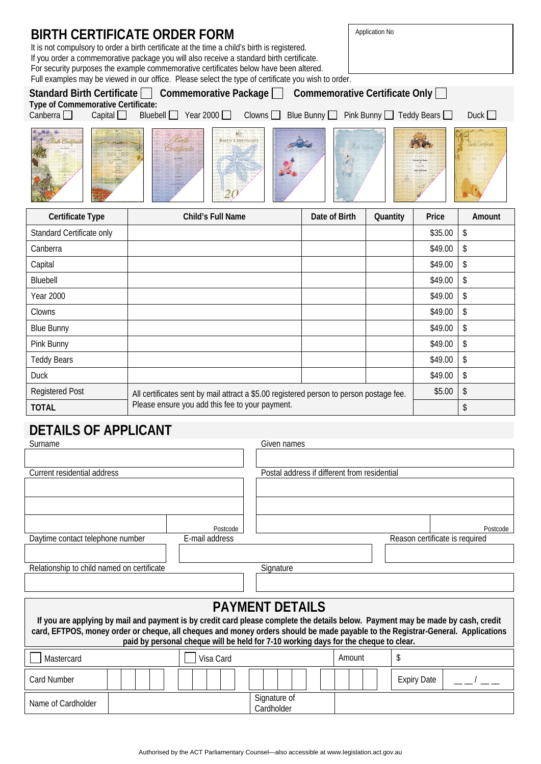# BIRTH CERTIFICATE ORDER FORM

Application No

It is not compulsory to order a birth certificate at the time a child's birth is registered.
If you order a commemorative package you will also receive a standard birth certificate.
For security purposes the example commemorative certificates below have been altered.
Full examples may be viewed in our office. Please select the type of certificate you wish to order.

**Standard Birth Certificate** ☐ **Commemorative Package** ☐ **Commemorative Certificate Only** ☐

**Type of Commemorative Certificate:**

Canberra ☐ Capital ☐ Bluebell ☐ Year 2000 ☐ Clowns ☐ Blue Bunny ☐ Pink Bunny ☐ Teddy Bears ☐ Duck ☐

| Certificate Type | Child's Full Name | Date of Birth | Quantity | Price | Amount |
|---|---|---|---|---|---|
| Standard Certificate only | | | | $35.00 | $ |
| Canberra | | | | $49.00 | $ |
| Capital | | | | $49.00 | $ |
| Bluebell | | | | $49.00 | $ |
| Year 2000 | | | | $49.00 | $ |
| Clowns | | | | $49.00 | $ |
| Blue Bunny | | | | $49.00 | $ |
| Pink Bunny | | | | $49.00 | $ |
| Teddy Bears | | | | $49.00 | $ |
| Duck | | | | $49.00 | $ |
| Registered Post | All certificates sent by mail attract a $5.00 registered person to person postage fee. Please ensure you add this fee to your payment. | | | $5.00 | $ |
| **TOTAL** | | | | | $ |

## DETAILS OF APPLICANT

Surname

Given names

Current residential address

Postcode

Postal address if different from residential

Postcode

Daytime contact telephone number

E-mail address

Reason certificate is required

Relationship to child named on certificate

Signature

## PAYMENT DETAILS

**If you are applying by mail and payment is by credit card please complete the details below. Payment may be made by cash, credit card, EFTPOS, money order or cheque, all cheques and money orders should be made payable to the Registrar-General. Applications paid by personal cheque will be held for 7-10 working days for the cheque to clear.**

| ☐ Mastercard | ☐ Visa Card | Amount | $ |
|---|---|---|---|
| Card Number | | Expiry Date | \_ \_ / \_ \_ |
| Name of Cardholder | | Signature of Cardholder | |

Authorised by the ACT Parliamentary Counsel—also accessible at www.legislation.act.gov.au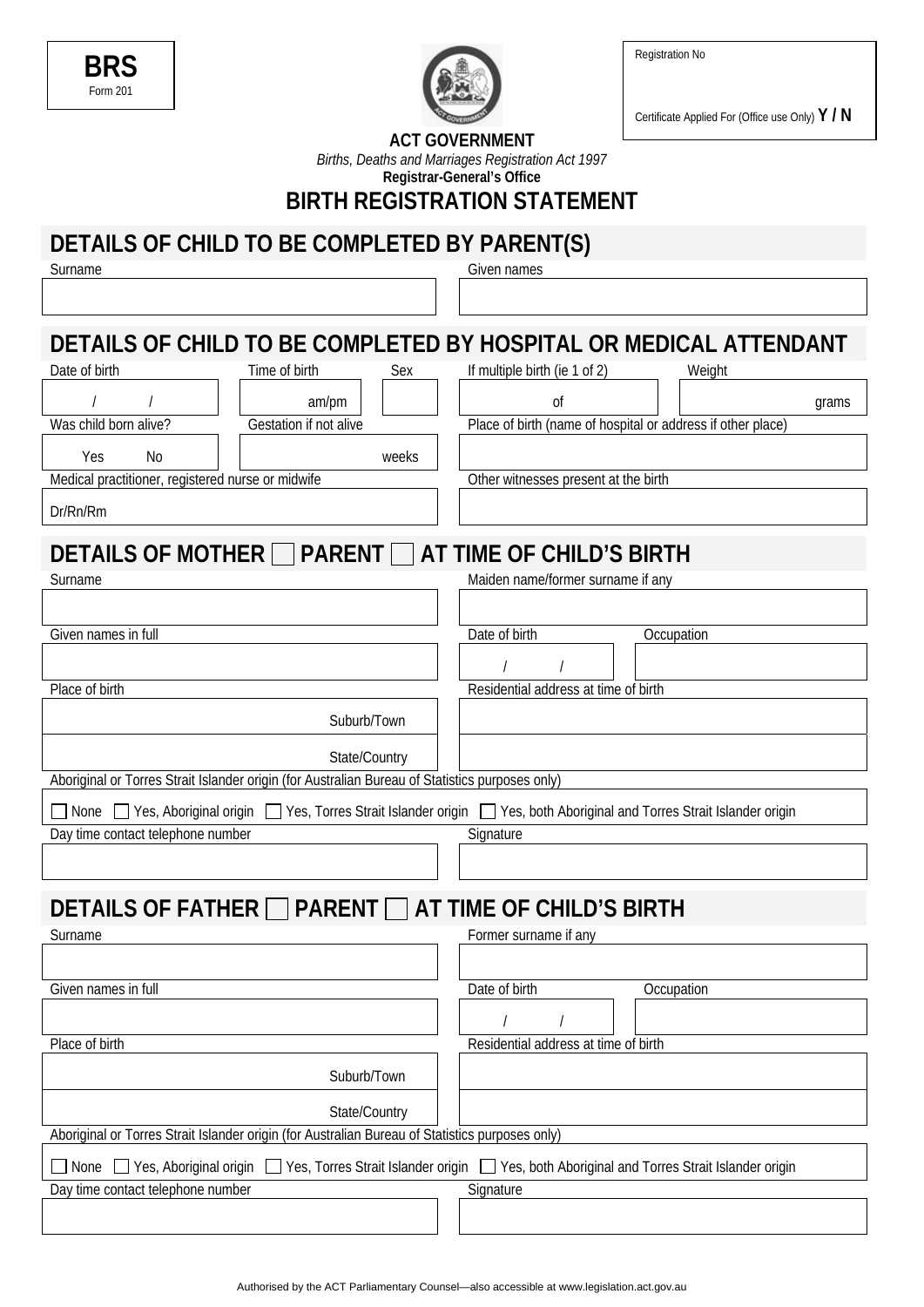**BRS**
Form 201

Registration No

Certificate Applied For (Office use Only) **Y / N**

**ACT GOVERNMENT**

*Births, Deaths and Marriages Registration Act 1997*

**Registrar-General's Office**

# BIRTH REGISTRATION STATEMENT

## DETAILS OF CHILD TO BE COMPLETED BY PARENT(S)

| Surname | Given names |
|---|---|
| | |

## DETAILS OF CHILD TO BE COMPLETED BY HOSPITAL OR MEDICAL ATTENDANT

| Date of birth | Time of birth | Sex | If multiple birth (ie 1 of 2) | Weight |
|---|---|---|---|---|
| / / | am/pm | | of | grams |

| Was child born alive? | Gestation if not alive | Place of birth (name of hospital or address if other place) |
|---|---|---|
| Yes No | weeks | |

| Medical practitioner, registered nurse or midwife | Other witnesses present at the birth |
|---|---|
| Dr/Rn/Rm | |

## DETAILS OF MOTHER ☐ PARENT ☐ AT TIME OF CHILD'S BIRTH

| Surname | Maiden name/former surname if any | |
|---|---|---|
| | | |
| **Given names in full** | **Date of birth** | **Occupation** |
| | / / | |
| **Place of birth** | **Residential address at time of birth** | |
| Suburb/Town | | |
| State/Country | | |

Aboriginal or Torres Strait Islander origin (for Australian Bureau of Statistics purposes only)

☐ None ☐ Yes, Aboriginal origin ☐ Yes, Torres Strait Islander origin ☐ Yes, both Aboriginal and Torres Strait Islander origin

| Day time contact telephone number | Signature |
|---|---|
| | |

## DETAILS OF FATHER ☐ PARENT ☐ AT TIME OF CHILD'S BIRTH

| Surname | Former surname if any | |
|---|---|---|
| | | |
| **Given names in full** | **Date of birth** | **Occupation** |
| | / / | |
| **Place of birth** | **Residential address at time of birth** | |
| Suburb/Town | | |
| State/Country | | |

Aboriginal or Torres Strait Islander origin (for Australian Bureau of Statistics purposes only)

☐ None ☐ Yes, Aboriginal origin ☐ Yes, Torres Strait Islander origin ☐ Yes, both Aboriginal and Torres Strait Islander origin

| Day time contact telephone number | Signature |
|---|---|
| | |

Authorised by the ACT Parliamentary Counsel—also accessible at www.legislation.act.gov.au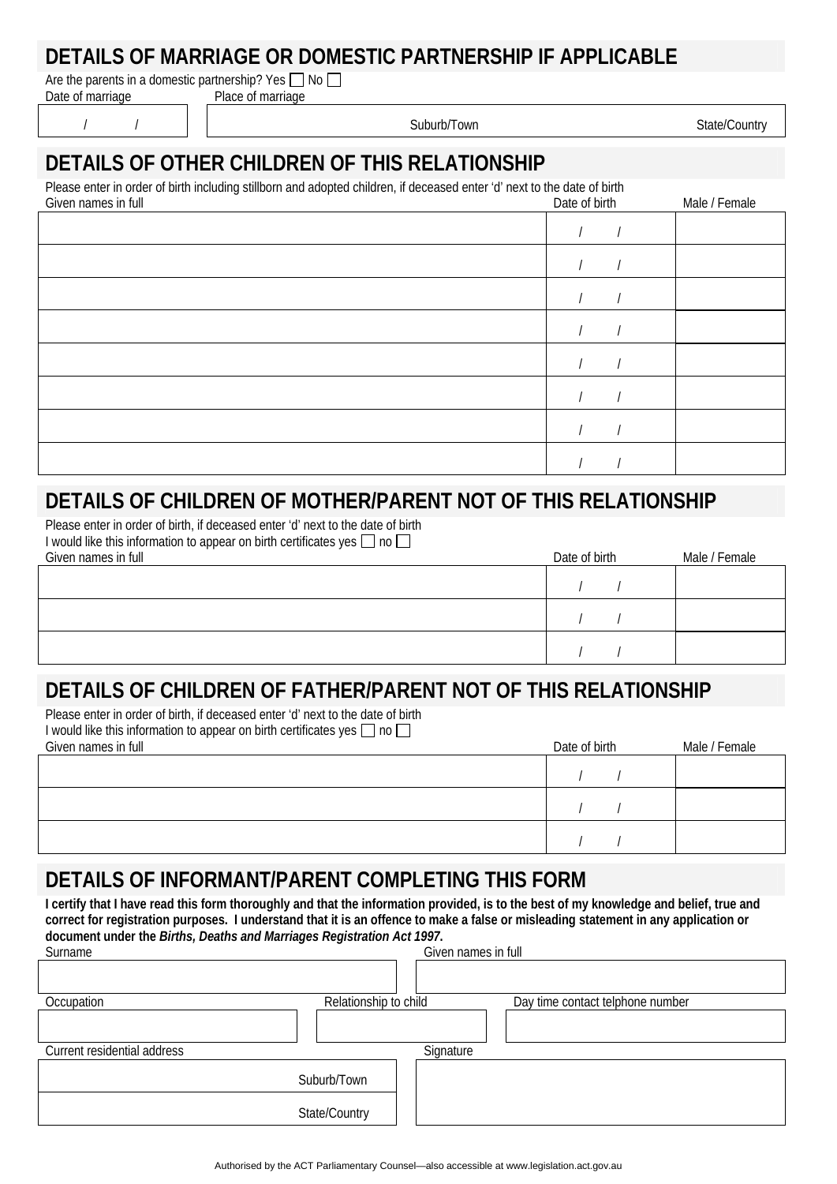## DETAILS OF MARRIAGE OR DOMESTIC PARTNERSHIP IF APPLICABLE

Are the parents in a domestic partnership? Yes ☐ No ☐

| Date of marriage | Place of marriage | |
|---|---|---|
| / / | Suburb/Town | State/Country |

## DETAILS OF OTHER CHILDREN OF THIS RELATIONSHIP

Please enter in order of birth including stillborn and adopted children, if deceased enter 'd' next to the date of birth

| Given names in full | Date of birth | Male / Female |
|---|---|---|
| | / / | |
| | / / | |
| | / / | |
| | / / | |
| | / / | |
| | / / | |
| | / / | |
| | / / | |

## DETAILS OF CHILDREN OF MOTHER/PARENT NOT OF THIS RELATIONSHIP

Please enter in order of birth, if deceased enter 'd' next to the date of birth

I would like this information to appear on birth certificates yes ☐ no ☐

| Given names in full | Date of birth | Male / Female |
|---|---|---|
| | / / | |
| | / / | |
| | / / | |

## DETAILS OF CHILDREN OF FATHER/PARENT NOT OF THIS RELATIONSHIP

Please enter in order of birth, if deceased enter 'd' next to the date of birth

I would like this information to appear on birth certificates yes ☐ no ☐

| Given names in full | Date of birth | Male / Female |
|---|---|---|
| | / / | |
| | / / | |
| | / / | |

## DETAILS OF INFORMANT/PARENT COMPLETING THIS FORM

**I certify that I have read this form thoroughly and that the information provided, is to the best of my knowledge and belief, true and correct for registration purposes. I understand that it is an offence to make a false or misleading statement in any application or document under the *Births, Deaths and Marriages Registration Act 1997*.**

| Surname | Given names in full |
|---|---|
| | |

| Occupation | Relationship to child | Day time contact telphone number |
|---|---|---|
| | | |

| Current residential address | Signature |
|---|---|
| Suburb/Town | |
| State/Country | |

Authorised by the ACT Parliamentary Counsel—also accessible at www.legislation.act.gov.au